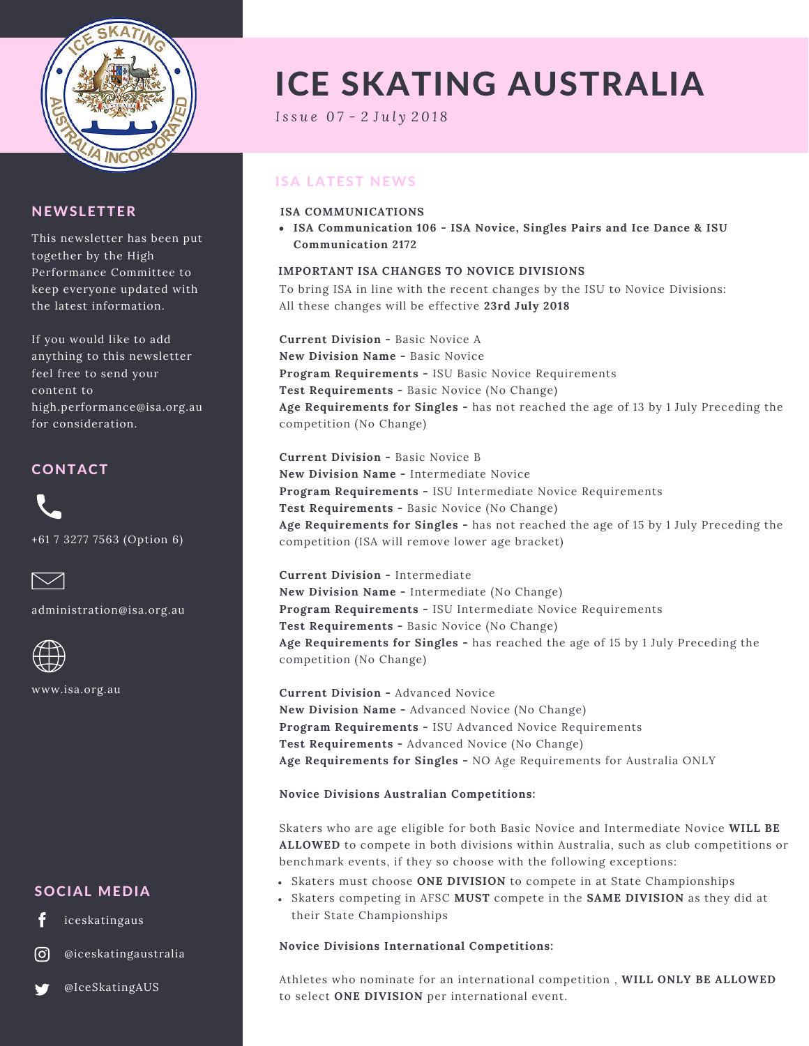# ICE SKATING AUSTRALIA

*Issue 07 - 2 July 2018*

## NEWSLETTER

This newsletter has been put together by the High Performance Committee to keep everyone updated with the latest information.

If you would like to add anything to this newsletter feel free to send your content to high.performance@isa.org.au for consideration.

## CONTACT

+61 7 3277 7563 (Option 6)

administration@isa.org.au

www.isa.org.au

## SOCIAL MEDIA

iceskatingaus

@iceskatingaustralia

@IceSkatingAUS

## ISA LATEST NEWS

**ISA COMMUNICATIONS**

- **ISA Communication 106 - ISA Novice, Singles Pairs and Ice Dance & ISU Communication 2172**

**IMPORTANT ISA CHANGES TO NOVICE DIVISIONS**

To bring ISA in line with the recent changes by the ISU to Novice Divisions:
All these changes will be effective **23rd July 2018**

**Current Division -** Basic Novice A
**New Division Name -** Basic Novice
**Program Requirements -** ISU Basic Novice Requirements
**Test Requirements -** Basic Novice (No Change)
**Age Requirements for Singles -** has not reached the age of 13 by 1 July Preceding the competition (No Change)

**Current Division -** Basic Novice B
**New Division Name -** Intermediate Novice
**Program Requirements -** ISU Intermediate Novice Requirements
**Test Requirements -** Basic Novice (No Change)
**Age Requirements for Singles -** has not reached the age of 15 by 1 July Preceding the competition (ISA will remove lower age bracket)

**Current Division -** Intermediate
**New Division Name -** Intermediate (No Change)
**Program Requirements -** ISU Intermediate Novice Requirements
**Test Requirements -** Basic Novice (No Change)
**Age Requirements for Singles -** has reached the age of 15 by 1 July Preceding the competition (No Change)

**Current Division -** Advanced Novice
**New Division Name -** Advanced Novice (No Change)
**Program Requirements -** ISU Advanced Novice Requirements
**Test Requirements -** Advanced Novice (No Change)
**Age Requirements for Singles -** NO Age Requirements for Australia ONLY

**Novice Divisions Australian Competitions:**

Skaters who are age eligible for both Basic Novice and Intermediate Novice **WILL BE ALLOWED** to compete in both divisions within Australia, such as club competitions or benchmark events, if they so choose with the following exceptions:

- Skaters must choose **ONE DIVISION** to compete in at State Championships
- Skaters competing in AFSC **MUST** compete in the **SAME DIVISION** as they did at their State Championships

**Novice Divisions International Competitions:**

Athletes who nominate for an international competition , **WILL ONLY BE ALLOWED** to select **ONE DIVISION** per international event.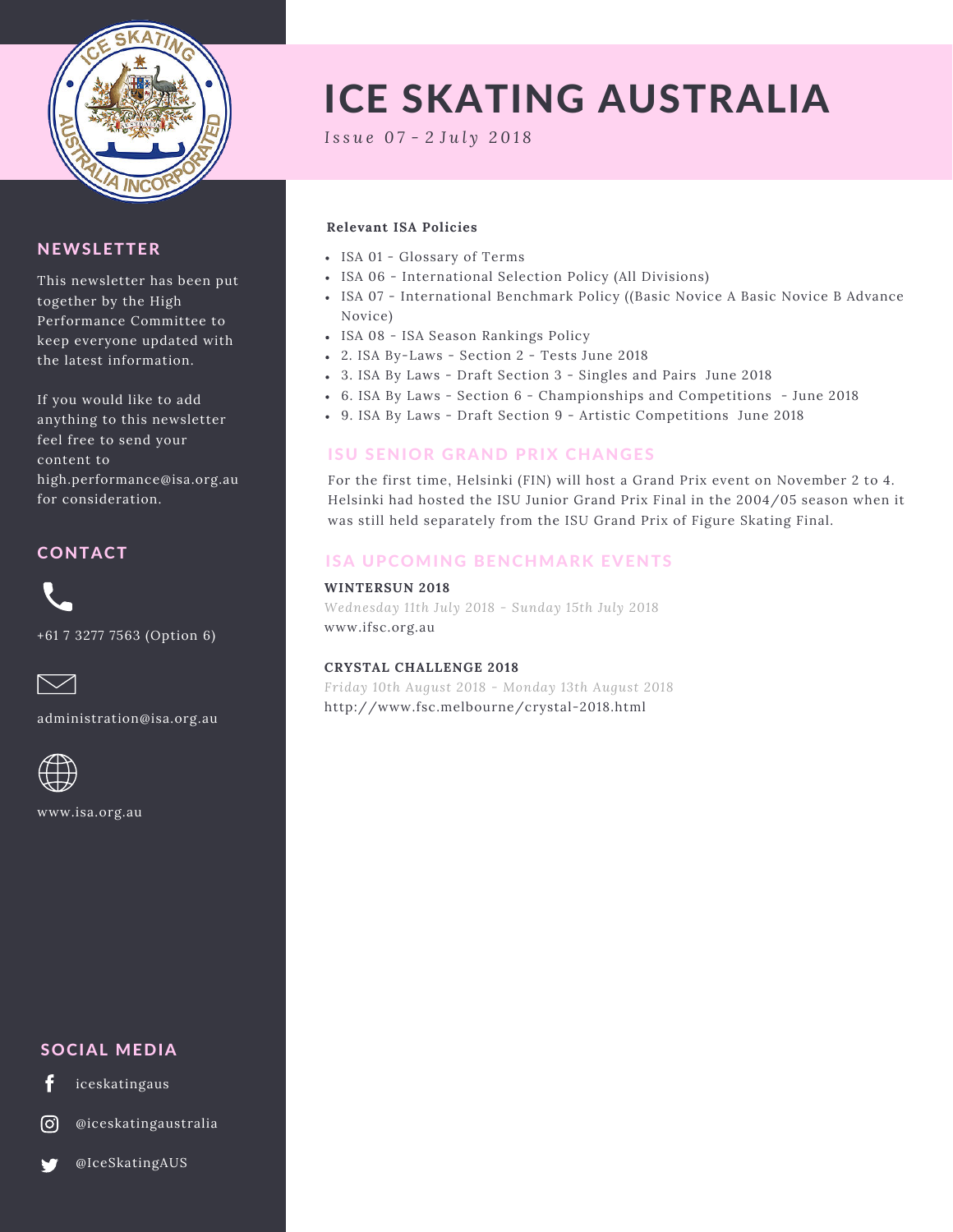# ICE SKATING AUSTRALIA

*Issue 07 - 2 July 2018*

## NEWSLETTER

This newsletter has been put together by the High Performance Committee to keep everyone updated with the latest information.

If you would like to add anything to this newsletter feel free to send your content to high.performance@isa.org.au for consideration.

## CONTACT

+61 7 3277 7563 (Option 6)

administration@isa.org.au

www.isa.org.au

## SOCIAL MEDIA

iceskatingaus

@iceskatingaustralia

@IceSkatingAUS

**Relevant ISA Policies**

- ISA 01 - Glossary of Terms
- ISA 06 - International Selection Policy (All Divisions)
- ISA 07 - International Benchmark Policy ((Basic Novice A Basic Novice B Advance Novice)
- ISA 08 - ISA Season Rankings Policy
- 2. ISA By-Laws - Section 2 - Tests June 2018
- 3. ISA By Laws - Draft Section 3 - Singles and Pairs June 2018
- 6. ISA By Laws - Section 6 - Championships and Competitions - June 2018
- 9. ISA By Laws - Draft Section 9 - Artistic Competitions June 2018

## ISU SENIOR GRAND PRIX CHANGES

For the first time, Helsinki (FIN) will host a Grand Prix event on November 2 to 4. Helsinki had hosted the ISU Junior Grand Prix Final in the 2004/05 season when it was still held separately from the ISU Grand Prix of Figure Skating Final.

## ISA UPCOMING BENCHMARK EVENTS

**WINTERSUN 2018**

*Wednesday 11th July 2018 - Sunday 15th July 2018*

www.ifsc.org.au

**CRYSTAL CHALLENGE 2018**

*Friday 10th August 2018 - Monday 13th August 2018*

http://www.fsc.melbourne/crystal-2018.html